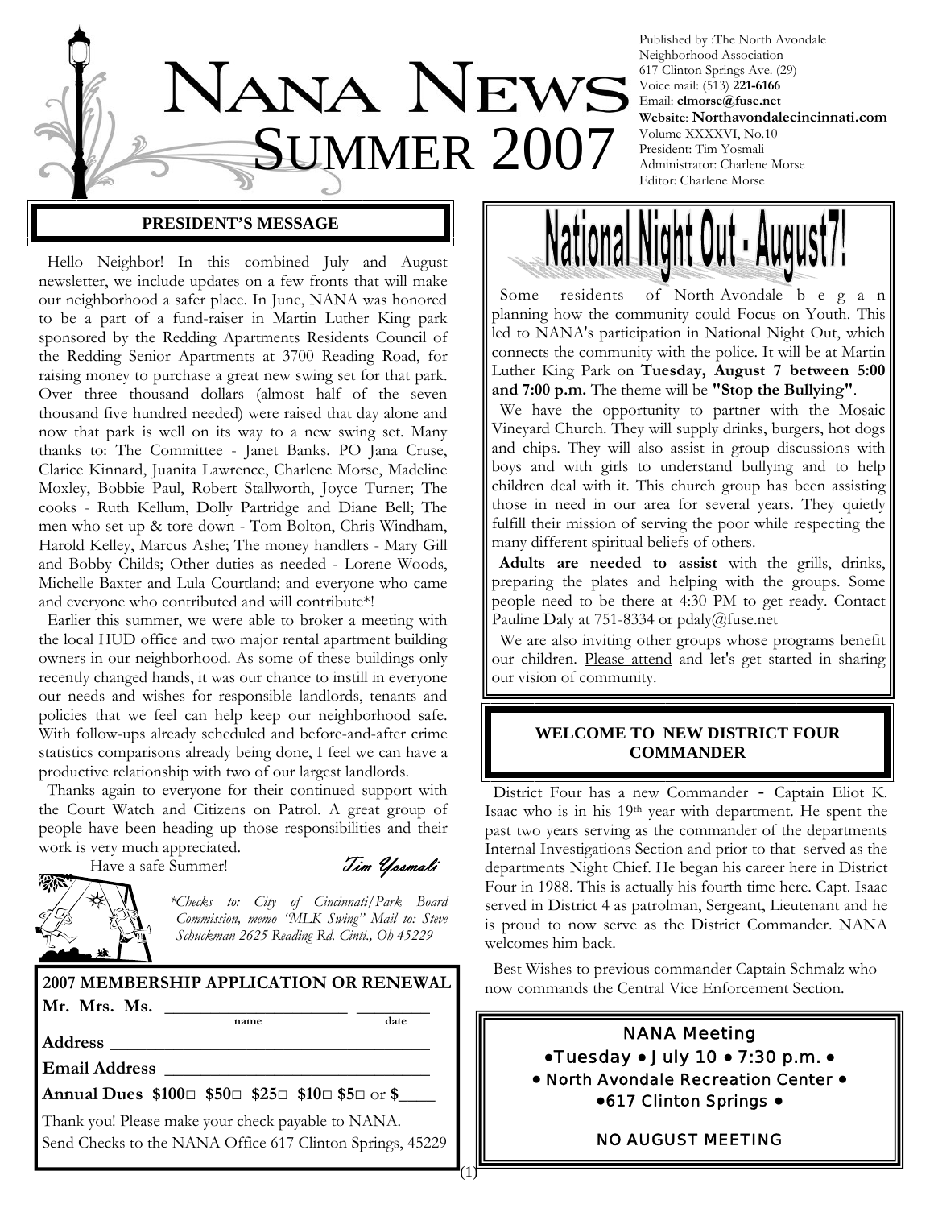# NANA NEWS
## SUMMER 2007

Published by :The North Avondale Neighborhood Association
617 Clinton Springs Ave. (29)
Voice mail: (513) **221-6166**
Email: **clmorse@fuse.net**
**Website**: **Northavondalecincinnati.com**
Volume XXXXVI, No.10
President: Tim Yosmali
Administrator: Charlene Morse
Editor: Charlene Morse

### PRESIDENT'S MESSAGE

Hello Neighbor! In this combined July and August newsletter, we include updates on a few fronts that will make our neighborhood a safer place. In June, NANA was honored to be a part of a fund-raiser in Martin Luther King park sponsored by the Redding Apartments Residents Council of the Redding Senior Apartments at 3700 Reading Road, for raising money to purchase a great new swing set for that park. Over three thousand dollars (almost half of the seven thousand five hundred needed) were raised that day alone and now that park is well on its way to a new swing set. Many thanks to: The Committee - Janet Banks. PO Jana Cruse, Clarice Kinnard, Juanita Lawrence, Charlene Morse, Madeline Moxley, Bobbie Paul, Robert Stallworth, Joyce Turner; The cooks - Ruth Kellum, Dolly Partridge and Diane Bell; The men who set up & tore down - Tom Bolton, Chris Windham, Harold Kelley, Marcus Ashe; The money handlers - Mary Gill and Bobby Childs; Other duties as needed - Lorene Woods, Michelle Baxter and Lula Courtland; and everyone who came and everyone who contributed and will contribute*!

Earlier this summer, we were able to broker a meeting with the local HUD office and two major rental apartment building owners in our neighborhood. As some of these buildings only recently changed hands, it was our chance to instill in everyone our needs and wishes for responsible landlords, tenants and policies that we feel can help keep our neighborhood safe. With follow-ups already scheduled and before-and-after crime statistics comparisons already being done, I feel we can have a productive relationship with two of our largest landlords.

Thanks again to everyone for their continued support with the Court Watch and Citizens on Patrol. A great group of people have been heading up those responsibilities and their work is very much appreciated.

Have a safe Summer! *Tim Yosmali*

*\*Checks to: City of Cincinnati/Park Board Commission, memo "MLK Swing" Mail to: Steve Schuckman 2625 Reading Rd. Cinti., Oh 45229*

### 2007 MEMBERSHIP APPLICATION OR RENEWAL

**Mr. Mrs. Ms.** ____________________ (name) ________ (date)

**Address** ____________________________________

**Email Address** ______________________________

**Annual Dues $100□ $50□ $25□ $10□ $5□** or **$____**

Thank you! Please make your check payable to NANA.
Send Checks to the NANA Office 617 Clinton Springs, 45229

## National Night Out - August 7!

Some residents of North Avondale began planning how the community could Focus on Youth. This led to NANA's participation in National Night Out, which connects the community with the police. It will be at Martin Luther King Park on **Tuesday, August 7 between 5:00 and 7:00 p.m.** The theme will be **"Stop the Bullying"**.

We have the opportunity to partner with the Mosaic Vineyard Church. They will supply drinks, burgers, hot dogs and chips. They will also assist in group discussions with boys and with girls to understand bullying and to help children deal with it. This church group has been assisting those in need in our area for several years. They quietly fulfill their mission of serving the poor while respecting the many different spiritual beliefs of others.

**Adults are needed to assist** with the grills, drinks, preparing the plates and helping with the groups. Some people need to be there at 4:30 PM to get ready. Contact Pauline Daly at 751-8334 or pdaly@fuse.net

We are also inviting other groups whose programs benefit our children. Please attend and let's get started in sharing our vision of community.

### WELCOME TO NEW DISTRICT FOUR COMMANDER

District Four has a new Commander - Captain Eliot K. Isaac who is in his 19th year with department. He spent the past two years serving as the commander of the departments Internal Investigations Section and prior to that served as the departments Night Chief. He began his career here in District Four in 1988. This is actually his fourth time here. Capt. Isaac served in District 4 as patrolman, Sergeant, Lieutenant and he is proud to now serve as the District Commander. NANA welcomes him back.

Best Wishes to previous commander Captain Schmalz who now commands the Central Vice Enforcement Section.

### NANA Meeting

•Tuesday • July 10 • 7:30 p.m. •
• North Avondale Recreation Center •
•617 Clinton Springs •

NO AUGUST MEETING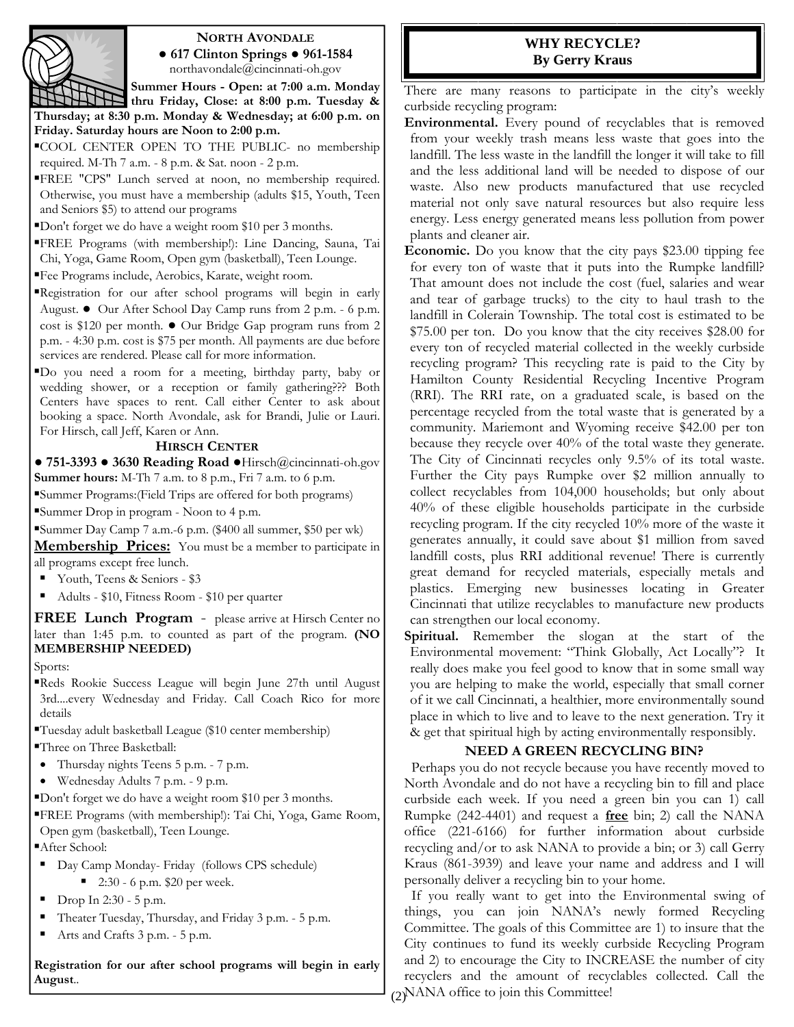## NORTH AVONDALE

**● 617 Clinton Springs ● 961-1584**

northavondale@cincinnati-oh.gov

**Summer Hours - Open: at 7:00 a.m. Monday thru Friday, Close: at 8:00 p.m. Tuesday & Thursday; at 8:30 p.m. Monday & Wednesday; at 6:00 p.m. on Friday. Saturday hours are Noon to 2:00 p.m.**

- COOL CENTER OPEN TO THE PUBLIC- no membership required. M-Th 7 a.m. - 8 p.m. & Sat. noon - 2 p.m.
- FREE "CPS" Lunch served at noon, no membership required. Otherwise, you must have a membership (adults $15, Youth, Teen and Seniors $5) to attend our programs
- Don't forget we do have a weight room $10 per 3 months.
- FREE Programs (with membership!): Line Dancing, Sauna, Tai Chi, Yoga, Game Room, Open gym (basketball), Teen Lounge.
- Fee Programs include, Aerobics, Karate, weight room.
- Registration for our after school programs will begin in early August. ● Our After School Day Camp runs from 2 p.m. - 6 p.m. cost is $120 per month. ● Our Bridge Gap program runs from 2 p.m. - 4:30 p.m. cost is $75 per month. All payments are due before services are rendered. Please call for more information.
- Do you need a room for a meeting, birthday party, baby or wedding shower, or a reception or family gathering??? Both Centers have spaces to rent. Call either Center to ask about booking a space. North Avondale, ask for Brandi, Julie or Lauri. For Hirsch, call Jeff, Karen or Ann.

## HIRSCH CENTER

**● 751-3393 ● 3630 Reading Road ●**Hirsch@cincinnati-oh.gov

**Summer hours:** M-Th 7 a.m. to 8 p.m., Fri 7 a.m. to 6 p.m.

- Summer Programs:(Field Trips are offered for both programs)
- Summer Drop in program - Noon to 4 p.m.
- Summer Day Camp 7 a.m.-6 p.m. ($400 all summer, $50 per wk)

**Membership Prices:** You must be a member to participate in all programs except free lunch.

- Youth, Teens & Seniors - $3
- Adults - $10, Fitness Room - $10 per quarter

**FREE Lunch Program** - please arrive at Hirsch Center no later than 1:45 p.m. to counted as part of the program. **(NO MEMBERSHIP NEEDED)**

Sports:

- Reds Rookie Success League will begin June 27th until August 3rd....every Wednesday and Friday. Call Coach Rico for more details
- Tuesday adult basketball League ($10 center membership)
- Three on Three Basketball:
  - Thursday nights Teens 5 p.m. - 7 p.m.
  - Wednesday Adults 7 p.m. - 9 p.m.
- Don't forget we do have a weight room $10 per 3 months.
- FREE Programs (with membership!): Tai Chi, Yoga, Game Room, Open gym (basketball), Teen Lounge.
- After School:
  - Day Camp Monday- Friday (follows CPS schedule)
    - 2:30 - 6 p.m. $20 per week.
  - Drop In 2:30 - 5 p.m.
  - Theater Tuesday, Thursday, and Friday 3 p.m. - 5 p.m.
  - Arts and Crafts 3 p.m. - 5 p.m.

**Registration for our after school programs will begin in early August**..

## WHY RECYCLE?
**By Gerry Kraus**

There are many reasons to participate in the city's weekly curbside recycling program:

**Environmental.** Every pound of recyclables that is removed from your weekly trash means less waste that goes into the landfill. The less waste in the landfill the longer it will take to fill and the less additional land will be needed to dispose of our waste. Also new products manufactured that use recycled material not only save natural resources but also require less energy. Less energy generated means less pollution from power plants and cleaner air.

**Economic.** Do you know that the city pays $23.00 tipping fee for every ton of waste that it puts into the Rumpke landfill? That amount does not include the cost (fuel, salaries and wear and tear of garbage trucks) to the city to haul trash to the landfill in Colerain Township. The total cost is estimated to be $75.00 per ton. Do you know that the city receives $28.00 for every ton of recycled material collected in the weekly curbside recycling program? This recycling rate is paid to the City by Hamilton County Residential Recycling Incentive Program (RRI). The RRI rate, on a graduated scale, is based on the percentage recycled from the total waste that is generated by a community. Mariemont and Wyoming receive $42.00 per ton because they recycle over 40% of the total waste they generate. The City of Cincinnati recycles only 9.5% of its total waste. Further the City pays Rumpke over $2 million annually to collect recyclables from 104,000 households; but only about 40% of these eligible households participate in the curbside recycling program. If the city recycled 10% more of the waste it generates annually, it could save about $1 million from saved landfill costs, plus RRI additional revenue! There is currently great demand for recycled materials, especially metals and plastics. Emerging new businesses locating in Greater Cincinnati that utilize recyclables to manufacture new products can strengthen our local economy.

**Spiritual.** Remember the slogan at the start of the Environmental movement: "Think Globally, Act Locally"? It really does make you feel good to know that in some small way you are helping to make the world, especially that small corner of it we call Cincinnati, a healthier, more environmentally sound place in which to live and to leave to the next generation. Try it & get that spiritual high by acting environmentally responsibly.

### NEED A GREEN RECYCLING BIN?

Perhaps you do not recycle because you have recently moved to North Avondale and do not have a recycling bin to fill and place curbside each week. If you need a green bin you can 1) call Rumpke (242-4401) and request a **free** bin; 2) call the NANA office (221-6166) for further information about curbside recycling and/or to ask NANA to provide a bin; or 3) call Gerry Kraus (861-3939) and leave your name and address and I will personally deliver a recycling bin to your home.

If you really want to get into the Environmental swing of things, you can join NANA's newly formed Recycling Committee. The goals of this Committee are 1) to insure that the City continues to fund its weekly curbside Recycling Program and 2) to encourage the City to INCREASE the number of city recyclers and the amount of recyclables collected. Call the NANA office to join this Committee!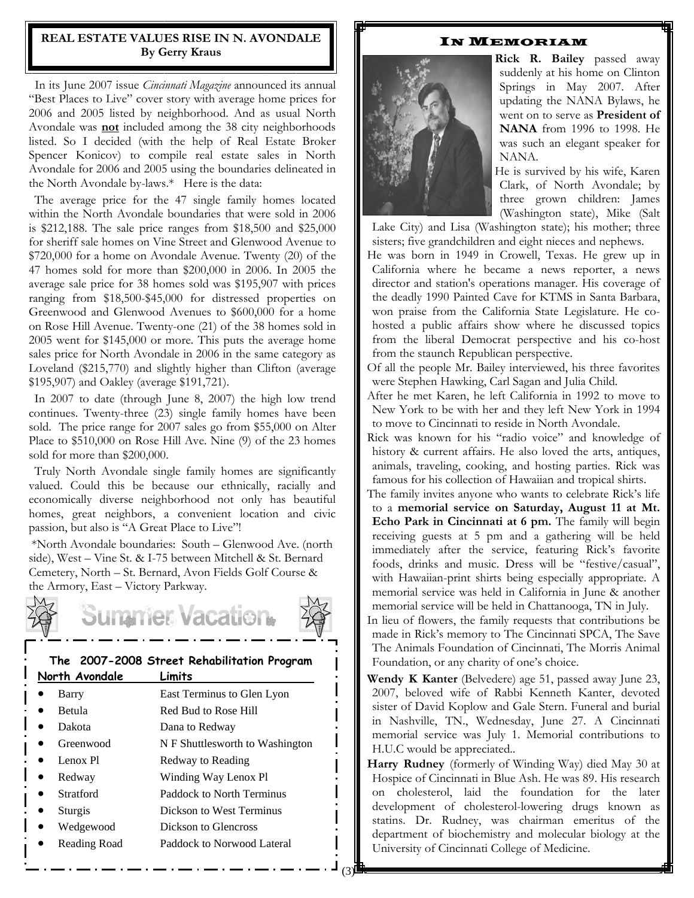## REAL ESTATE VALUES RISE IN N. AVONDALE

**By Gerry Kraus**

In its June 2007 issue *Cincinnati Magazine* announced its annual "Best Places to Live" cover story with average home prices for 2006 and 2005 listed by neighborhood. And as usual North Avondale was **not** included among the 38 city neighborhoods listed. So I decided (with the help of Real Estate Broker Spencer Konicov) to compile real estate sales in North Avondale for 2006 and 2005 using the boundaries delineated in the North Avondale by-laws.* Here is the data:

The average price for the 47 single family homes located within the North Avondale boundaries that were sold in 2006 is $212,188. The sale price ranges from $18,500 and $25,000 for sheriff sale homes on Vine Street and Glenwood Avenue to $720,000 for a home on Avondale Avenue. Twenty (20) of the 47 homes sold for more than $200,000 in 2006. In 2005 the average sale price for 38 homes sold was $195,907 with prices ranging from $18,500-$45,000 for distressed properties on Greenwood and Glenwood Avenues to $600,000 for a home on Rose Hill Avenue. Twenty-one (21) of the 38 homes sold in 2005 went for $145,000 or more. This puts the average home sales price for North Avondale in 2006 in the same category as Loveland ($215,770) and slightly higher than Clifton (average $195,907) and Oakley (average $191,721).

In 2007 to date (through June 8, 2007) the high low trend continues. Twenty-three (23) single family homes have been sold. The price range for 2007 sales go from $55,000 on Alter Place to $510,000 on Rose Hill Ave. Nine (9) of the 23 homes sold for more than $200,000.

Truly North Avondale single family homes are significantly valued. Could this be because our ethnically, racially and economically diverse neighborhood not only has beautiful homes, great neighbors, a convenient location and civic passion, but also is "A Great Place to Live"!

*North Avondale boundaries: South – Glenwood Ave. (north side), West – Vine St. & I-75 between Mitchell & St. Bernard Cemetery, North – St. Bernard, Avon Fields Golf Course & the Armory, East – Victory Parkway.

Summer Vacation

### The 2007-2008 Street Rehabilitation Program

| North Avondale | Limits |
|---|---|
| Barry | East Terminus to Glen Lyon |
| Betula | Red Bud to Rose Hill |
| Dakota | Dana to Redway |
| Greenwood | N F Shuttlesworth to Washington |
| Lenox Pl | Redway to Reading |
| Redway | Winding Way Lenox Pl |
| Stratford | Paddock to North Terminus |
| Sturgis | Dickson to West Terminus |
| Wedgewood | Dickson to Glencross |
| Reading Road | Paddock to Norwood Lateral |

## In Memoriam

**Rick R. Bailey** passed away suddenly at his home on Clinton Springs in May 2007. After updating the NANA Bylaws, he went on to serve as **President of NANA** from 1996 to 1998. He was such an elegant speaker for NANA.

He is survived by his wife, Karen Clark, of North Avondale; by three grown children: James (Washington state), Mike (Salt Lake City) and Lisa (Washington state); his mother; three sisters; five grandchildren and eight nieces and nephews.

He was born in 1949 in Crowell, Texas. He grew up in California where he became a news reporter, a news director and station's operations manager. His coverage of the deadly 1990 Painted Cave for KTMS in Santa Barbara, won praise from the California State Legislature. He co-hosted a public affairs show where he discussed topics from the liberal Democrat perspective and his co-host from the staunch Republican perspective.

Of all the people Mr. Bailey interviewed, his three favorites were Stephen Hawking, Carl Sagan and Julia Child.

After he met Karen, he left California in 1992 to move to New York to be with her and they left New York in 1994 to move to Cincinnati to reside in North Avondale.

Rick was known for his "radio voice" and knowledge of history & current affairs. He also loved the arts, antiques, animals, traveling, cooking, and hosting parties. Rick was famous for his collection of Hawaiian and tropical shirts.

The family invites anyone who wants to celebrate Rick's life to a **memorial service on Saturday, August 11 at Mt. Echo Park in Cincinnati at 6 pm.** The family will begin receiving guests at 5 pm and a gathering will be held immediately after the service, featuring Rick's favorite foods, drinks and music. Dress will be "festive/casual", with Hawaiian-print shirts being especially appropriate. A memorial service was held in California in June & another memorial service will be held in Chattanooga, TN in July.

In lieu of flowers, the family requests that contributions be made in Rick's memory to The Cincinnati SPCA, The Save The Animals Foundation of Cincinnati, The Morris Animal Foundation, or any charity of one's choice.

**Wendy K Kanter** (Belvedere) age 51, passed away June 23, 2007, beloved wife of Rabbi Kenneth Kanter, devoted sister of David Koplow and Gale Stern. Funeral and burial in Nashville, TN., Wednesday, June 27. A Cincinnati memorial service was July 1. Memorial contributions to H.U.C would be appreciated..

**Harry Rudney** (formerly of Winding Way) died May 30 at Hospice of Cincinnati in Blue Ash. He was 89. His research on cholesterol, laid the foundation for the later development of cholesterol-lowering drugs known as statins. Dr. Rudney, was chairman emeritus of the department of biochemistry and molecular biology at the University of Cincinnati College of Medicine.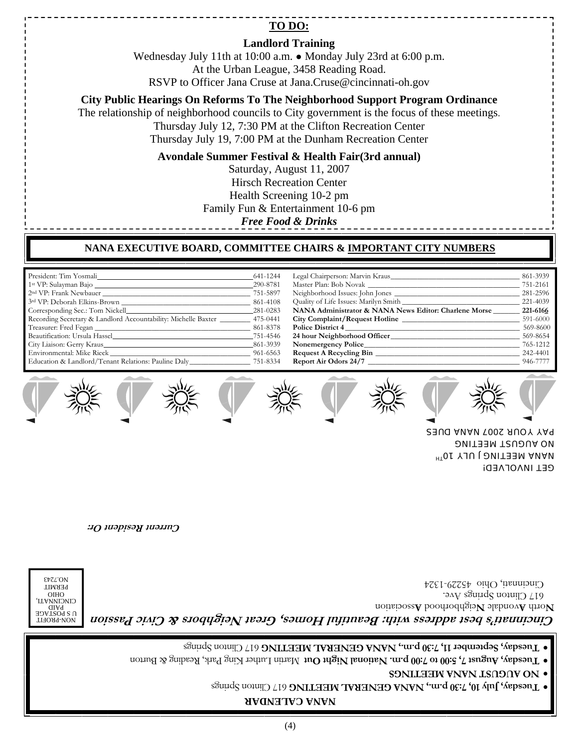## TO DO:

**Landlord Training**

Wednesday July 11th at 10:00 a.m. ● Monday July 23rd at 6:00 p.m.
At the Urban League, 3458 Reading Road.
RSVP to Officer Jana Cruse at Jana.Cruse@cincinnati-oh.gov

**City Public Hearings On Reforms To The Neighborhood Support Program Ordinance**

The relationship of neighborhood councils to City government is the focus of these meetings.
Thursday July 12, 7:30 PM at the Clifton Recreation Center
Thursday July 19, 7:00 PM at the Dunham Recreation Center

**Avondale Summer Festival & Health Fair(3rd annual)**

Saturday, August 11, 2007
Hirsch Recreation Center
Health Screening 10-2 pm
Family Fun & Entertainment 10-6 pm
***Free Food & Drinks***

## NANA EXECUTIVE BOARD, COMMITTEE CHAIRS & IMPORTANT CITY NUMBERS

| | | | |
|---|---|---|---|
| President: Tim Yosmali | 641-1244 | Legal Chairperson: Marvin Kraus | 861-3939 |
| 1st VP: Sulayman Bajo | 290-8781 | Master Plan: Bob Novak | 751-2161 |
| 2nd VP: Frank Newbauer | 751-5897 | Neighborhood Issues: John Jones | 281-2596 |
| 3rd VP: Deborah Elkins-Brown | 861-4108 | Quality of Life Issues: Marilyn Smith | 221-4039 |
| Corresponding Sec.: Tom Nickell | 281-0283 | **NANA Administrator & NANA News Editor: Charlene Morse** | **221-6166** |
| Recording Secretary & Landlord Accountability: Michelle Baxter | 475-0441 | **City Complaint/Request Hotline** | 591-6000 |
| Treasurer: Fred Fegan | 861-8378 | **Police District 4** | 569-8600 |
| Beautification: Ursula Hassel | 751-4546 | **24 hour Neighborhood Officer** | 569-8654 |
| City Liaison: Gerry Kraus | 861-3939 | **Nonemergency Police** | 765-1212 |
| Environmental: Mike Rieck | 961-6563 | **Request A Recycling Bin** | 242-4401 |
| Education & Landlord/Tenant Relations: Pauline Daly | 751-8334 | **Report Air Odors 24/7** | 946-7777 |

GET INVOLVED!
NANA MEETING JULY 10TH
NO AUGUST MEETING
PAY YOUR 2007 NANA DUES

***Current Resident Or:***

NON-PROFIT
U S POSTAGE
PAID
CINCINNATI, OHIO
PERMIT
NO.7243

North Avondale Neighborhood Association
617 Clinton Springs Ave.
Cincinnati, Ohio 45229-1324

***Cincinnati's best address with: Beautiful Homes, Great Neighbors & Civic Passion***

**NANA CALENDAR**

- **Tuesday, July 10, 7:30 p.m., NANA GENERAL MEETING** 617 Clinton Springs
- **NO AUGUST NANA MEETINGS**
- **Tuesday, August 7, 5:00 to 7:00 p.m. National Night Out** Martin Luther King Park, Reading & Burton
- **Tuesday, September 11, 7:30 p.m., NANA GENERAL MEETING** 617 Clinton Springs